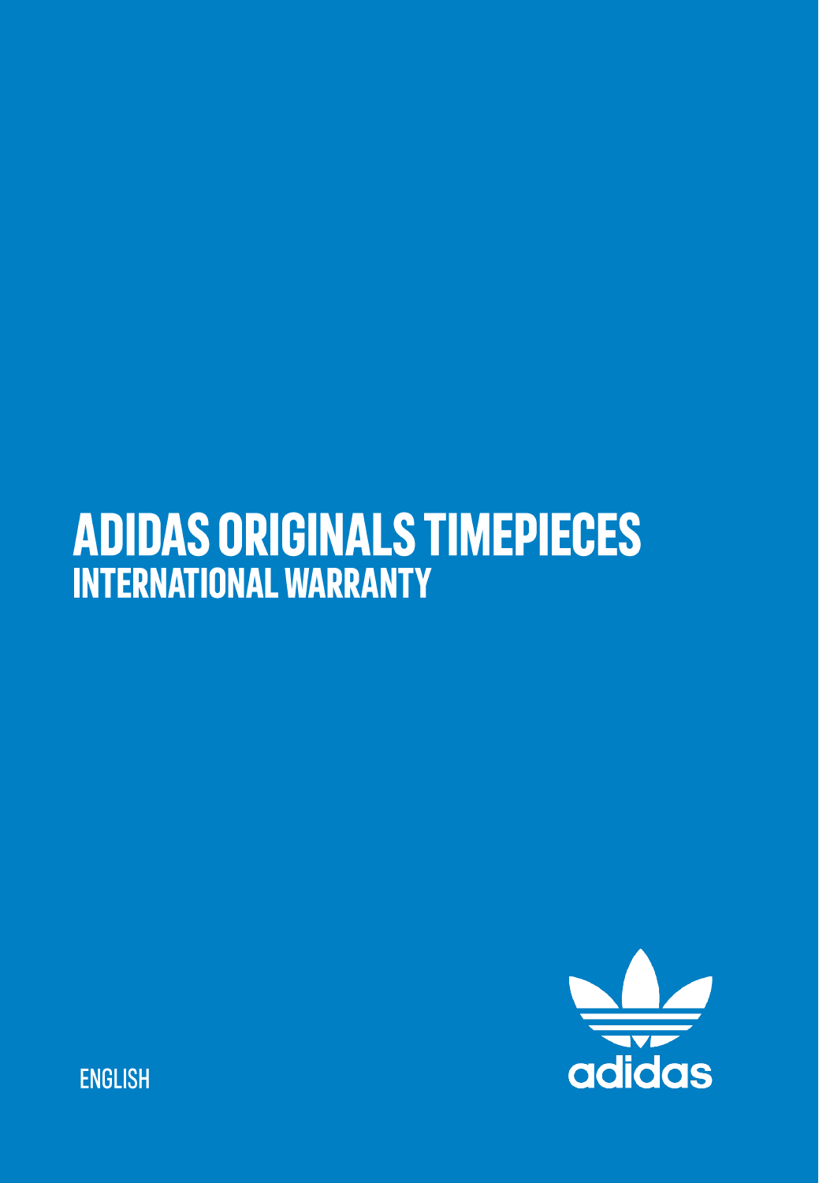# ADIDAS ORIGINALS TIMEPIECES

## INTERNATIONAL WARRANTY

ENGLISH

adidas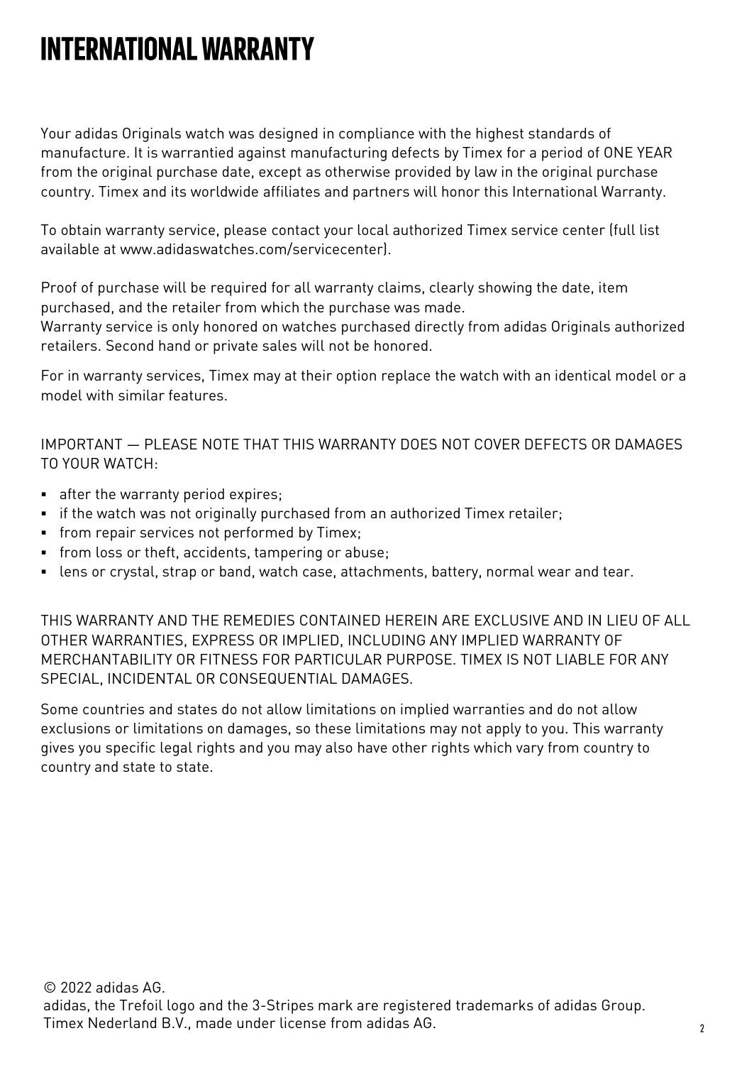# INTERNATIONAL WARRANTY

Your adidas Originals watch was designed in compliance with the highest standards of manufacture. It is warrantied against manufacturing defects by Timex for a period of ONE YEAR from the original purchase date, except as otherwise provided by law in the original purchase country. Timex and its worldwide affiliates and partners will honor this International Warranty.

To obtain warranty service, please contact your local authorized Timex service center (full list available at www.adidaswatches.com/servicecenter).

Proof of purchase will be required for all warranty claims, clearly showing the date, item purchased, and the retailer from which the purchase was made.
Warranty service is only honored on watches purchased directly from adidas Originals authorized retailers. Second hand or private sales will not be honored.

For in warranty services, Timex may at their option replace the watch with an identical model or a model with similar features.

IMPORTANT — PLEASE NOTE THAT THIS WARRANTY DOES NOT COVER DEFECTS OR DAMAGES TO YOUR WATCH:

- after the warranty period expires;
- if the watch was not originally purchased from an authorized Timex retailer;
- from repair services not performed by Timex;
- from loss or theft, accidents, tampering or abuse;
- lens or crystal, strap or band, watch case, attachments, battery, normal wear and tear.

THIS WARRANTY AND THE REMEDIES CONTAINED HEREIN ARE EXCLUSIVE AND IN LIEU OF ALL OTHER WARRANTIES, EXPRESS OR IMPLIED, INCLUDING ANY IMPLIED WARRANTY OF MERCHANTABILITY OR FITNESS FOR PARTICULAR PURPOSE. TIMEX IS NOT LIABLE FOR ANY SPECIAL, INCIDENTAL OR CONSEQUENTIAL DAMAGES.

Some countries and states do not allow limitations on implied warranties and do not allow exclusions or limitations on damages, so these limitations may not apply to you. This warranty gives you specific legal rights and you may also have other rights which vary from country to country and state to state.

© 2022 adidas AG.
adidas, the Trefoil logo and the 3-Stripes mark are registered trademarks of adidas Group.
Timex Nederland B.V., made under license from adidas AG.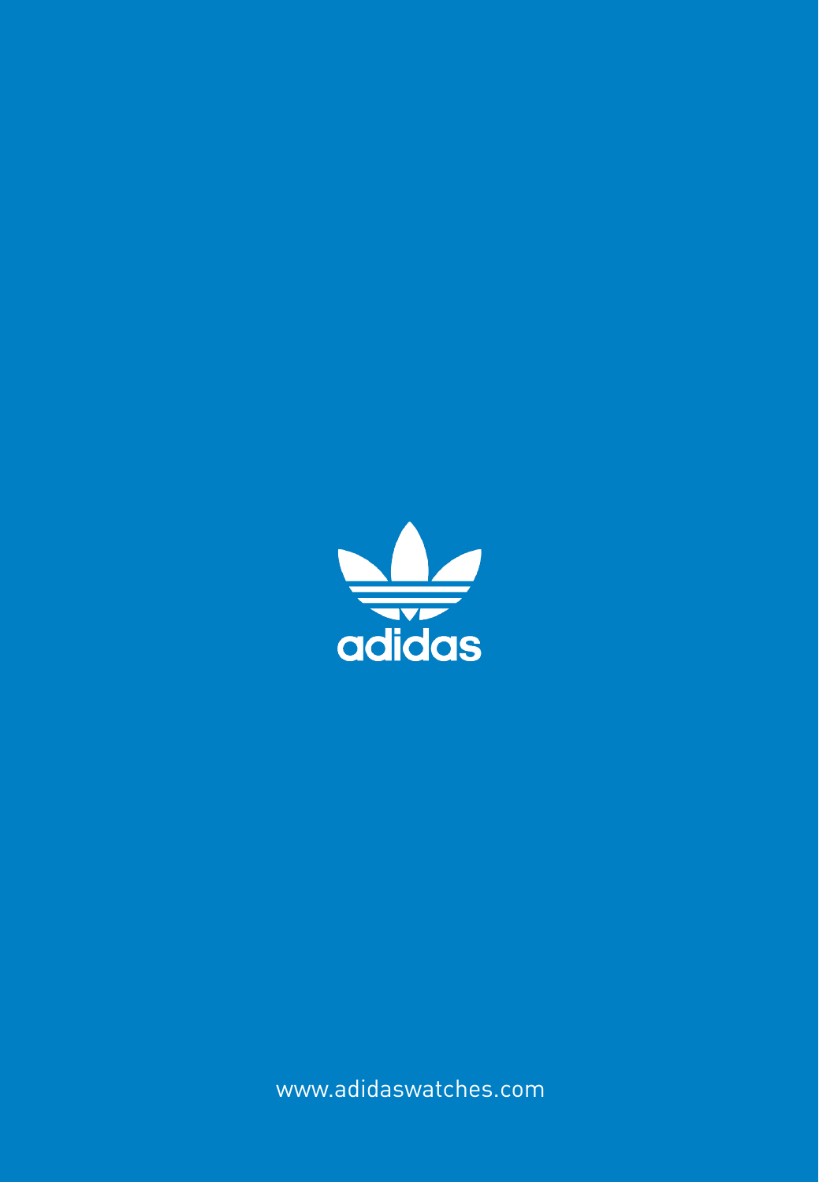adidas

www.adidaswatches.com